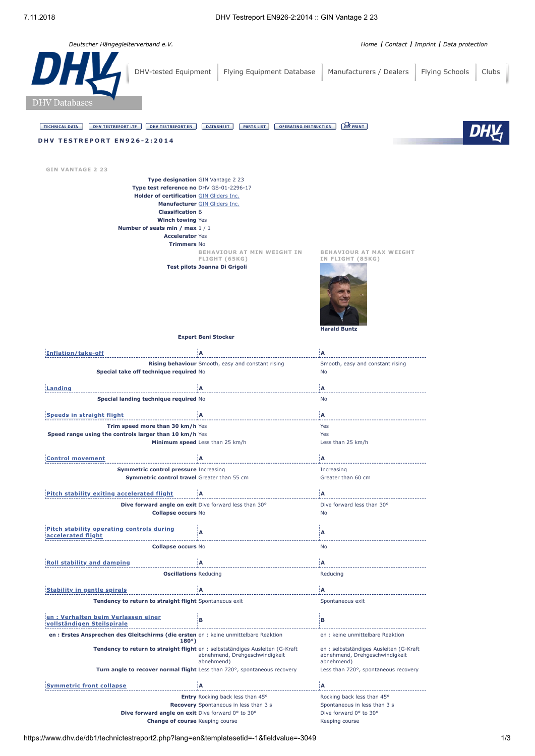Deutscher Hängegleiterverband e.V.

Home | Contact | Imprint | Data protection

DHV-tested Equipment | Flying Equipment Database | Manufacturers / Dealers | Flying Schools | Clubs

DHV Databases

TECHNICAL DATA | DHV TESTREPORT LTF | DHV TESTREPORT EN | DATASHEET | PARTS LIST | OPERATING INSTRUCTION | PRINT

# DHV TESTREPORT EN926-2:2014

## GIN VANTAGE 2 23

**Type designation** GIN Vantage 2 23
**Type test reference no** DHV GS-01-2296-17
**Holder of certification** GIN Gliders Inc.
**Manufacturer** GIN Gliders Inc.
**Classification** B
**Winch towing** Yes
**Number of seats min / max** 1 / 1
**Accelerator** Yes
**Trimmers** No

| | BEHAVIOUR AT MIN WEIGHT IN FLIGHT (65KG) | BEHAVIOUR AT MAX WEIGHT IN FLIGHT (85KG) |
|---|---|---|
| **Test pilots** | **Joanna Di Grigoli** | **Harald Buntz** |
| **Expert** | **Beni Stocker** | |
| **Inflation/take-off** | A | A |
| **Rising behaviour** | Smooth, easy and constant rising | Smooth, easy and constant rising |
| **Special take off technique required** | No | No |
| **Landing** | A | A |
| **Special landing technique required** | No | No |
| **Speeds in straight flight** | A | A |
| **Trim speed more than 30 km/h** | Yes | Yes |
| **Speed range using the controls larger than 10 km/h** | Yes | Yes |
| **Minimum speed** | Less than 25 km/h | Less than 25 km/h |
| **Control movement** | A | A |
| **Symmetric control pressure** | Increasing | Increasing |
| **Symmetric control travel** | Greater than 55 cm | Greater than 60 cm |
| **Pitch stability exiting accelerated flight** | A | A |
| **Dive forward angle on exit** | Dive forward less than 30° | Dive forward less than 30° |
| **Collapse occurs** | No | No |
| **Pitch stability operating controls during accelerated flight** | A | A |
| **Collapse occurs** | No | No |
| **Roll stability and damping** | A | A |
| **Oscillations** | Reducing | Reducing |
| **Stability in gentle spirals** | A | A |
| **Tendency to return to straight flight** | Spontaneous exit | Spontaneous exit |
| **en : Verhalten beim Verlassen einer vollständigen Steilspirale** | B | B |
| **en : Erstes Ansprechen des Gleitschirms (die ersten 180°)** | en : keine unmittelbare Reaktion | en : keine unmittelbare Reaktion |
| **Tendency to return to straight flight** | en : selbstständiges Ausleiten (G-Kraft abnehmend, Drehgeschwindigkeit abnehmend) | en : selbstständiges Ausleiten (G-Kraft abnehmend, Drehgeschwindigkeit abnehmend) |
| **Turn angle to recover normal flight** | Less than 720°, spontaneous recovery | Less than 720°, spontaneous recovery |
| **Symmetric front collapse** | A | A |
| **Entry** | Rocking back less than 45° | Rocking back less than 45° |
| **Recovery** | Spontaneous in less than 3 s | Spontaneous in less than 3 s |
| **Dive forward angle on exit** | Dive forward 0° to 30° | Dive forward 0° to 30° |
| **Change of course** | Keeping course | Keeping course |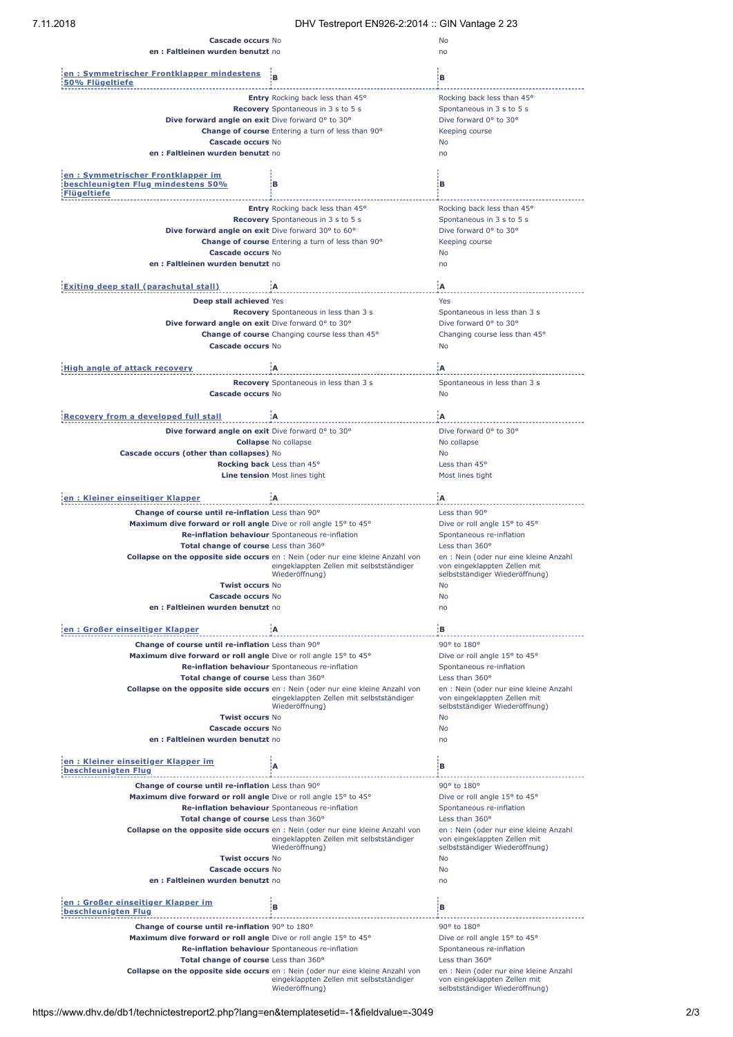| | | |
|---|---|---|
| **Cascade occurs** | No | No |
| **en : Faltleinen wurden benutzt** | no | no |

| en : Symmetrischer Frontklapper mindestens 50% Flügeltiefe | B | B |
|---|---|---|
| **Entry** | Rocking back less than 45° | Rocking back less than 45° |
| **Recovery** | Spontaneous in 3 s to 5 s | Spontaneous in 3 s to 5 s |
| **Dive forward angle on exit** | Dive forward 0° to 30° | Dive forward 0° to 30° |
| **Change of course** | Entering a turn of less than 90° | Keeping course |
| **Cascade occurs** | No | No |
| **en : Faltleinen wurden benutzt** | no | no |

| en : Symmetrischer Frontklapper im beschleunigten Flug mindestens 50% Flügeltiefe | B | B |
|---|---|---|
| **Entry** | Rocking back less than 45° | Rocking back less than 45° |
| **Recovery** | Spontaneous in 3 s to 5 s | Spontaneous in 3 s to 5 s |
| **Dive forward angle on exit** | Dive forward 30° to 60° | Dive forward 0° to 30° |
| **Change of course** | Entering a turn of less than 90° | Keeping course |
| **Cascade occurs** | No | No |
| **en : Faltleinen wurden benutzt** | no | no |

| Exiting deep stall (parachutal stall) | A | A |
|---|---|---|
| **Deep stall achieved** | Yes | Yes |
| **Recovery** | Spontaneous in less than 3 s | Spontaneous in less than 3 s |
| **Dive forward angle on exit** | Dive forward 0° to 30° | Dive forward 0° to 30° |
| **Change of course** | Changing course less than 45° | Changing course less than 45° |
| **Cascade occurs** | No | No |

| High angle of attack recovery | A | A |
|---|---|---|
| **Recovery** | Spontaneous in less than 3 s | Spontaneous in less than 3 s |
| **Cascade occurs** | No | No |

| Recovery from a developed full stall | A | A |
|---|---|---|
| **Dive forward angle on exit** | Dive forward 0° to 30° | Dive forward 0° to 30° |
| **Collapse** | No collapse | No collapse |
| **Cascade occurs (other than collapses)** | No | No |
| **Rocking back** | Less than 45° | Less than 45° |
| **Line tension** | Most lines tight | Most lines tight |

| en : Kleiner einseitiger Klapper | A | A |
|---|---|---|
| **Change of course until re-inflation** | Less than 90° | Less than 90° |
| **Maximum dive forward or roll angle** | Dive or roll angle 15° to 45° | Dive or roll angle 15° to 45° |
| **Re-inflation behaviour** | Spontaneous re-inflation | Spontaneous re-inflation |
| **Total change of course** | Less than 360° | Less than 360° |
| **Collapse on the opposite side occurs** | en : Nein (oder nur eine kleine Anzahl von eingeklappten Zellen mit selbstständiger Wiederöffnung) | en : Nein (oder nur eine kleine Anzahl von eingeklappten Zellen mit selbstständiger Wiederöffnung) |
| **Twist occurs** | No | No |
| **Cascade occurs** | No | No |
| **en : Faltleinen wurden benutzt** | no | no |

| en : Großer einseitiger Klapper | A | B |
|---|---|---|
| **Change of course until re-inflation** | Less than 90° | 90° to 180° |
| **Maximum dive forward or roll angle** | Dive or roll angle 15° to 45° | Dive or roll angle 15° to 45° |
| **Re-inflation behaviour** | Spontaneous re-inflation | Spontaneous re-inflation |
| **Total change of course** | Less than 360° | Less than 360° |
| **Collapse on the opposite side occurs** | en : Nein (oder nur eine kleine Anzahl von eingeklappten Zellen mit selbstständiger Wiederöffnung) | en : Nein (oder nur eine kleine Anzahl von eingeklappten Zellen mit selbstständiger Wiederöffnung) |
| **Twist occurs** | No | No |
| **Cascade occurs** | No | No |
| **en : Faltleinen wurden benutzt** | no | no |

| en : Kleiner einseitiger Klapper im beschleunigten Flug | A | B |
|---|---|---|
| **Change of course until re-inflation** | Less than 90° | 90° to 180° |
| **Maximum dive forward or roll angle** | Dive or roll angle 15° to 45° | Dive or roll angle 15° to 45° |
| **Re-inflation behaviour** | Spontaneous re-inflation | Spontaneous re-inflation |
| **Total change of course** | Less than 360° | Less than 360° |
| **Collapse on the opposite side occurs** | en : Nein (oder nur eine kleine Anzahl von eingeklappten Zellen mit selbstständiger Wiederöffnung) | en : Nein (oder nur eine kleine Anzahl von eingeklappten Zellen mit selbstständiger Wiederöffnung) |
| **Twist occurs** | No | No |
| **Cascade occurs** | No | No |
| **en : Faltleinen wurden benutzt** | no | no |

| en : Großer einseitiger Klapper im beschleunigten Flug | B | B |
|---|---|---|
| **Change of course until re-inflation** | 90° to 180° | 90° to 180° |
| **Maximum dive forward or roll angle** | Dive or roll angle 15° to 45° | Dive or roll angle 15° to 45° |
| **Re-inflation behaviour** | Spontaneous re-inflation | Spontaneous re-inflation |
| **Total change of course** | Less than 360° | Less than 360° |
| **Collapse on the opposite side occurs** | en : Nein (oder nur eine kleine Anzahl von eingeklappten Zellen mit selbstständiger Wiederöffnung) | en : Nein (oder nur eine kleine Anzahl von eingeklappten Zellen mit selbstständiger Wiederöffnung) |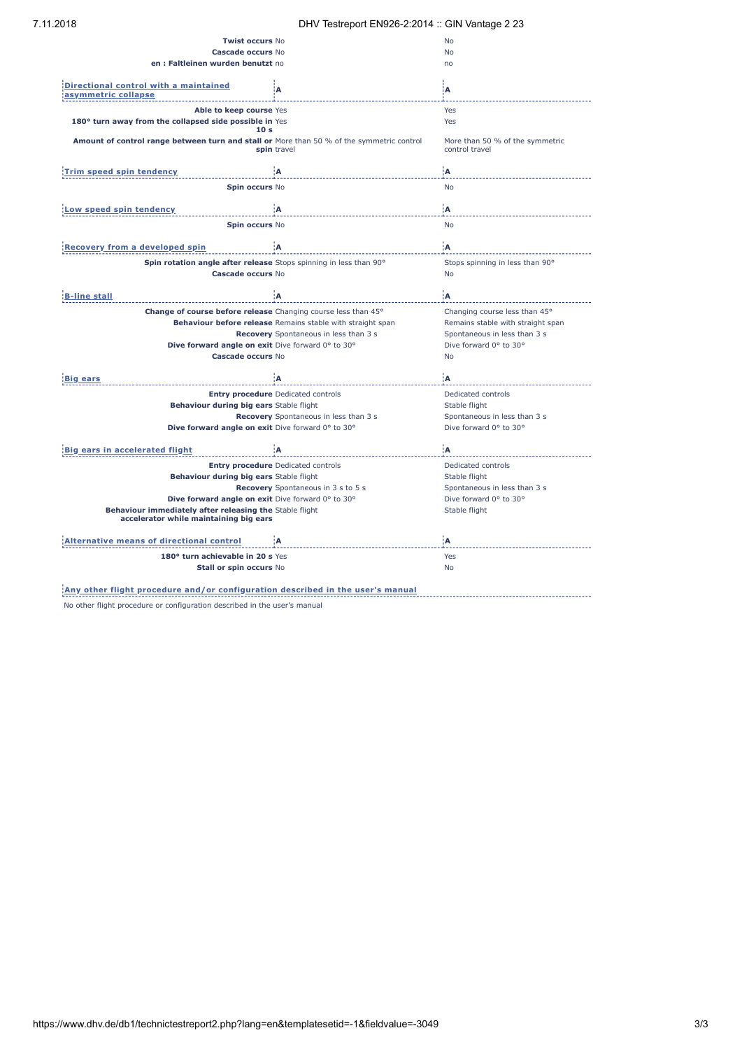| | | |
|---|---|---|
| **Twist occurs** | No | No |
| **Cascade occurs** | No | No |
| **en : Faltleinen wurden benutzt** | no | no |

| **Directional control with a maintained asymmetric collapse** | **A** | **A** |
|---|---|---|
| **Able to keep course** | Yes | Yes |
| **180° turn away from the collapsed side possible in 10 s** | Yes | Yes |
| **Amount of control range between turn and stall or spin** | More than 50 % of the symmetric control travel | More than 50 % of the symmetric control travel |

| **Trim speed spin tendency** | **A** | **A** |
|---|---|---|
| **Spin occurs** | No | No |

| **Low speed spin tendency** | **A** | **A** |
|---|---|---|
| **Spin occurs** | No | No |

| **Recovery from a developed spin** | **A** | **A** |
|---|---|---|
| **Spin rotation angle after release** | Stops spinning in less than 90° | Stops spinning in less than 90° |
| **Cascade occurs** | No | No |

| **B-line stall** | **A** | **A** |
|---|---|---|
| **Change of course before release** | Changing course less than 45° | Changing course less than 45° |
| **Behaviour before release** | Remains stable with straight span | Remains stable with straight span |
| **Recovery** | Spontaneous in less than 3 s | Spontaneous in less than 3 s |
| **Dive forward angle on exit** | Dive forward 0° to 30° | Dive forward 0° to 30° |
| **Cascade occurs** | No | No |

| **Big ears** | **A** | **A** |
|---|---|---|
| **Entry procedure** | Dedicated controls | Dedicated controls |
| **Behaviour during big ears** | Stable flight | Stable flight |
| **Recovery** | Spontaneous in less than 3 s | Spontaneous in less than 3 s |
| **Dive forward angle on exit** | Dive forward 0° to 30° | Dive forward 0° to 30° |

| **Big ears in accelerated flight** | **A** | **A** |
|---|---|---|
| **Entry procedure** | Dedicated controls | Dedicated controls |
| **Behaviour during big ears** | Stable flight | Stable flight |
| **Recovery** | Spontaneous in 3 s to 5 s | Spontaneous in less than 3 s |
| **Dive forward angle on exit** | Dive forward 0° to 30° | Dive forward 0° to 30° |
| **Behaviour immediately after releasing the accelerator while maintaining big ears** | Stable flight | Stable flight |

| **Alternative means of directional control** | **A** | **A** |
|---|---|---|
| **180° turn achievable in 20 s** | Yes | Yes |
| **Stall or spin occurs** | No | No |

**Any other flight procedure and/or configuration described in the user's manual**

No other flight procedure or configuration described in the user's manual